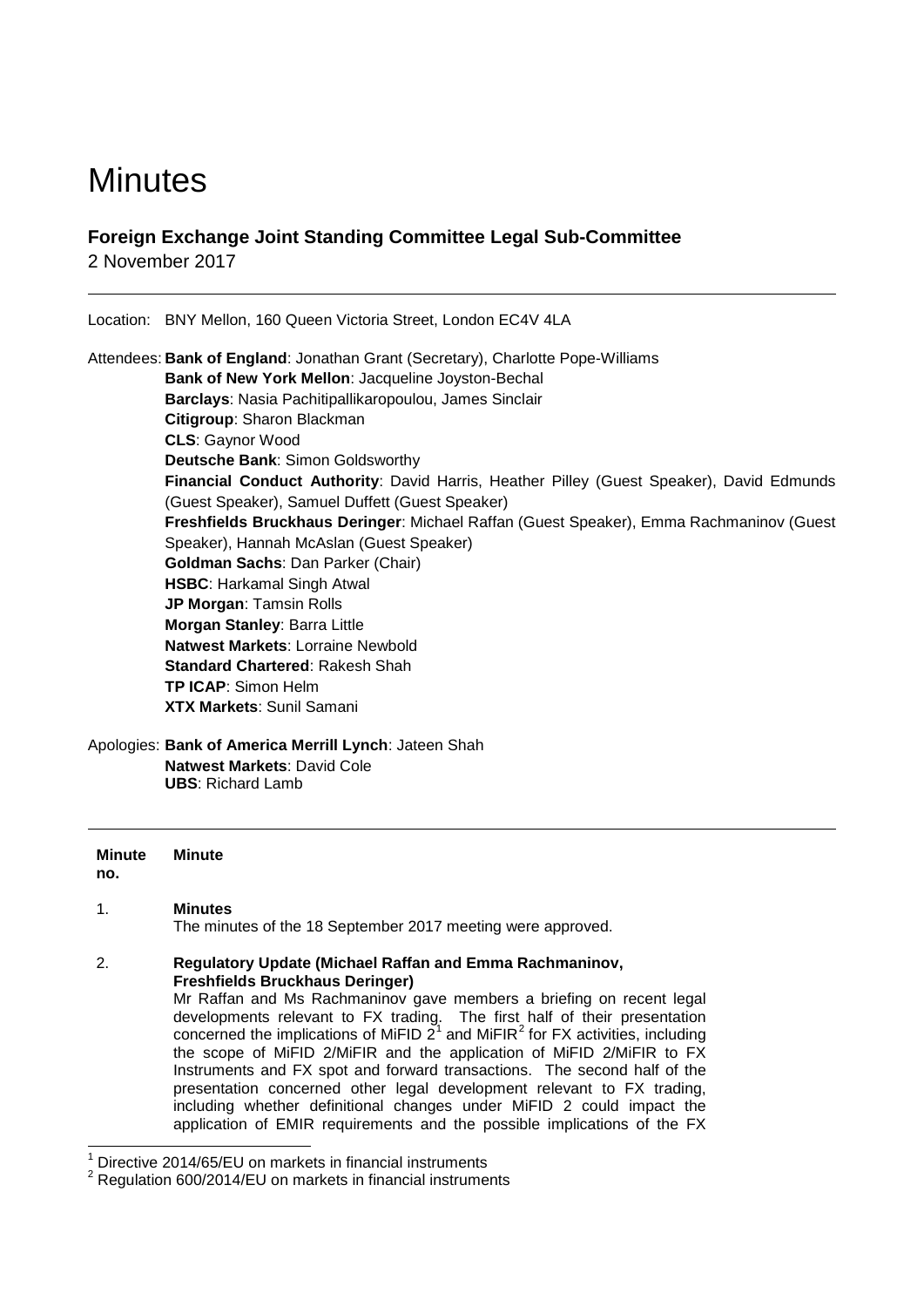# Minutes

## Foreign Exchange Joint Standing Committee Legal Sub-Committee

2 November 2017

---

Location: BNY Mellon, 160 Queen Victoria Street, London EC4V 4LA

Attendees: **Bank of England**: Jonathan Grant (Secretary), Charlotte Pope-Williams
**Bank of New York Mellon**: Jacqueline Joyston-Bechal
**Barclays**: Nasia Pachitipallikaropoulou, James Sinclair
**Citigroup**: Sharon Blackman
**CLS**: Gaynor Wood
**Deutsche Bank**: Simon Goldsworthy
**Financial Conduct Authority**: David Harris, Heather Pilley (Guest Speaker), David Edmunds (Guest Speaker), Samuel Duffett (Guest Speaker)
**Freshfields Bruckhaus Deringer**: Michael Raffan (Guest Speaker), Emma Rachmaninov (Guest Speaker), Hannah McAslan (Guest Speaker)
**Goldman Sachs**: Dan Parker (Chair)
**HSBC**: Harkamal Singh Atwal
**JP Morgan**: Tamsin Rolls
**Morgan Stanley**: Barra Little
**Natwest Markets**: Lorraine Newbold
**Standard Chartered**: Rakesh Shah
**TP ICAP**: Simon Helm
**XTX Markets**: Sunil Samani

Apologies: **Bank of America Merrill Lynch**: Jateen Shah
**Natwest Markets**: David Cole
**UBS**: Richard Lamb

---

| Minute no. | Minute |
|---|---|
| 1. | **Minutes**<br>The minutes of the 18 September 2017 meeting were approved. |
| 2. | **Regulatory Update (Michael Raffan and Emma Rachmaninov, Freshfields Bruckhaus Deringer)**<br>Mr Raffan and Ms Rachmaninov gave members a briefing on recent legal developments relevant to FX trading. The first half of their presentation concerned the implications of MiFID 2[1] and MiFIR[2] for FX activities, including the scope of MiFID 2/MiFIR and the application of MiFID 2/MiFIR to FX Instruments and FX spot and forward transactions. The second half of the presentation concerned other legal development relevant to FX trading, including whether definitional changes under MiFID 2 could impact the application of EMIR requirements and the possible implications of the FX |

[1] Directive 2014/65/EU on markets in financial instruments
[2] Regulation 600/2014/EU on markets in financial instruments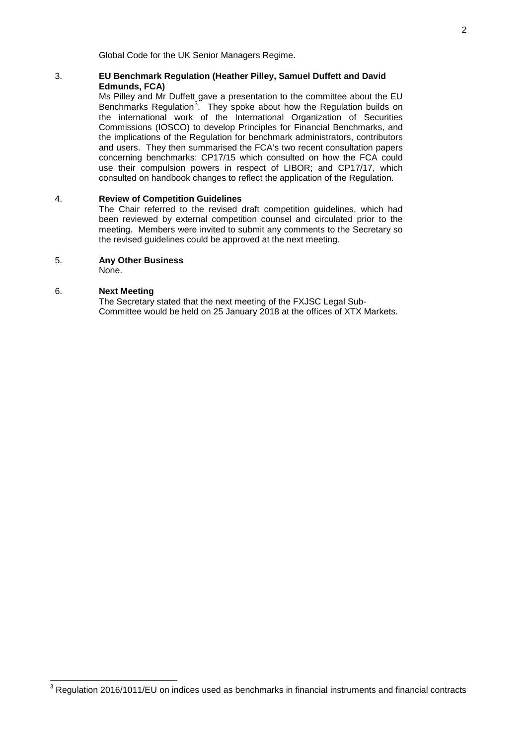Global Code for the UK Senior Managers Regime.

3. **EU Benchmark Regulation (Heather Pilley, Samuel Duffett and David Edmunds, FCA)**

Ms Pilley and Mr Duffett gave a presentation to the committee about the EU Benchmarks Regulation[3]. They spoke about how the Regulation builds on the international work of the International Organization of Securities Commissions (IOSCO) to develop Principles for Financial Benchmarks, and the implications of the Regulation for benchmark administrators, contributors and users. They then summarised the FCA's two recent consultation papers concerning benchmarks: CP17/15 which consulted on how the FCA could use their compulsion powers in respect of LIBOR; and CP17/17, which consulted on handbook changes to reflect the application of the Regulation.

4. **Review of Competition Guidelines**

The Chair referred to the revised draft competition guidelines, which had been reviewed by external competition counsel and circulated prior to the meeting. Members were invited to submit any comments to the Secretary so the revised guidelines could be approved at the next meeting.

5. **Any Other Business**

None.

6. **Next Meeting**

The Secretary stated that the next meeting of the FXJSC Legal Sub-Committee would be held on 25 January 2018 at the offices of XTX Markets.

---

[3] Regulation 2016/1011/EU on indices used as benchmarks in financial instruments and financial contracts